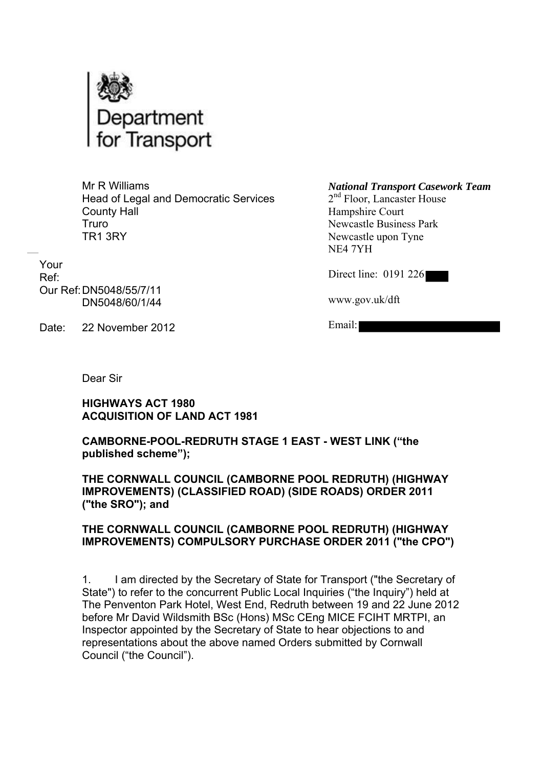Department for Transport

Mr R Williams
Head of Legal and Democratic Services
County Hall
Truro
TR1 3RY

***National Transport Casework Team***
2nd Floor, Lancaster House
Hampshire Court
Newcastle Business Park
Newcastle upon Tyne
NE4 7YH

Direct line: 0191 226

www.gov.uk/dft

Email:

Your Ref:
Our Ref: DN5048/55/7/11
DN5048/60/1/44

Date: 22 November 2012

Dear Sir

**HIGHWAYS ACT 1980**
**ACQUISITION OF LAND ACT 1981**

**CAMBORNE-POOL-REDRUTH STAGE 1 EAST - WEST LINK ("the published scheme");**

**THE CORNWALL COUNCIL (CAMBORNE POOL REDRUTH) (HIGHWAY IMPROVEMENTS) (CLASSIFIED ROAD) (SIDE ROADS) ORDER 2011 ("the SRO"); and**

**THE CORNWALL COUNCIL (CAMBORNE POOL REDRUTH) (HIGHWAY IMPROVEMENTS) COMPULSORY PURCHASE ORDER 2011 ("the CPO")**

1. I am directed by the Secretary of State for Transport ("the Secretary of State") to refer to the concurrent Public Local Inquiries ("the Inquiry") held at The Penventon Park Hotel, West End, Redruth between 19 and 22 June 2012 before Mr David Wildsmith BSc (Hons) MSc CEng MICE FCIHT MRTPI, an Inspector appointed by the Secretary of State to hear objections to and representations about the above named Orders submitted by Cornwall Council ("the Council").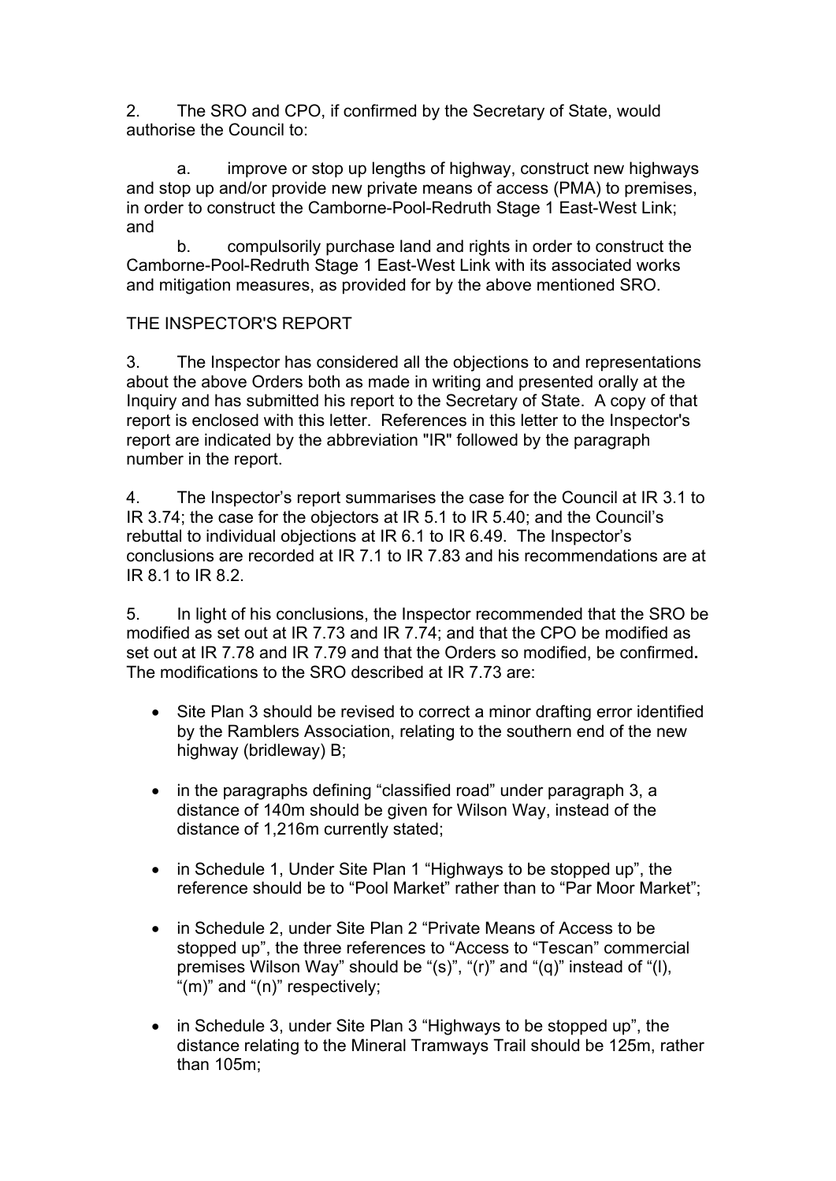2. The SRO and CPO, if confirmed by the Secretary of State, would authorise the Council to:

   a. improve or stop up lengths of highway, construct new highways and stop up and/or provide new private means of access (PMA) to premises, in order to construct the Camborne-Pool-Redruth Stage 1 East-West Link; and

   b. compulsorily purchase land and rights in order to construct the Camborne-Pool-Redruth Stage 1 East-West Link with its associated works and mitigation measures, as provided for by the above mentioned SRO.

THE INSPECTOR'S REPORT

3. The Inspector has considered all the objections to and representations about the above Orders both as made in writing and presented orally at the Inquiry and has submitted his report to the Secretary of State. A copy of that report is enclosed with this letter. References in this letter to the Inspector's report are indicated by the abbreviation "IR" followed by the paragraph number in the report.

4. The Inspector's report summarises the case for the Council at IR 3.1 to IR 3.74; the case for the objectors at IR 5.1 to IR 5.40; and the Council's rebuttal to individual objections at IR 6.1 to IR 6.49. The Inspector's conclusions are recorded at IR 7.1 to IR 7.83 and his recommendations are at IR 8.1 to IR 8.2.

5. In light of his conclusions, the Inspector recommended that the SRO be modified as set out at IR 7.73 and IR 7.74; and that the CPO be modified as set out at IR 7.78 and IR 7.79 and that the Orders so modified, be confirmed**.** The modifications to the SRO described at IR 7.73 are:

- Site Plan 3 should be revised to correct a minor drafting error identified by the Ramblers Association, relating to the southern end of the new highway (bridleway) B;
- in the paragraphs defining "classified road" under paragraph 3, a distance of 140m should be given for Wilson Way, instead of the distance of 1,216m currently stated;
- in Schedule 1, Under Site Plan 1 "Highways to be stopped up", the reference should be to "Pool Market" rather than to "Par Moor Market";
- in Schedule 2, under Site Plan 2 "Private Means of Access to be stopped up", the three references to "Access to "Tescan" commercial premises Wilson Way" should be "(s)", "(r)" and "(q)" instead of "(l), "(m)" and "(n)" respectively;
- in Schedule 3, under Site Plan 3 "Highways to be stopped up", the distance relating to the Mineral Tramways Trail should be 125m, rather than 105m;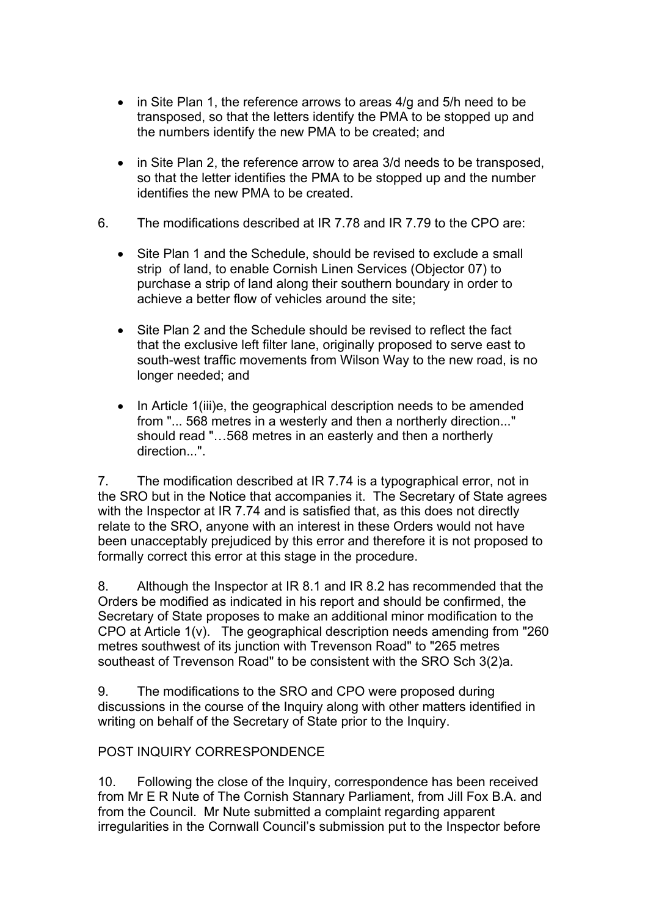- in Site Plan 1, the reference arrows to areas 4/g and 5/h need to be transposed, so that the letters identify the PMA to be stopped up and the numbers identify the new PMA to be created; and
- in Site Plan 2, the reference arrow to area 3/d needs to be transposed, so that the letter identifies the PMA to be stopped up and the number identifies the new PMA to be created.

6. The modifications described at IR 7.78 and IR 7.79 to the CPO are:

- Site Plan 1 and the Schedule, should be revised to exclude a small strip of land, to enable Cornish Linen Services (Objector 07) to purchase a strip of land along their southern boundary in order to achieve a better flow of vehicles around the site;
- Site Plan 2 and the Schedule should be revised to reflect the fact that the exclusive left filter lane, originally proposed to serve east to south-west traffic movements from Wilson Way to the new road, is no longer needed; and
- In Article 1(iii)e, the geographical description needs to be amended from "... 568 metres in a westerly and then a northerly direction..." should read "…568 metres in an easterly and then a northerly direction...".

7. The modification described at IR 7.74 is a typographical error, not in the SRO but in the Notice that accompanies it. The Secretary of State agrees with the Inspector at IR 7.74 and is satisfied that, as this does not directly relate to the SRO, anyone with an interest in these Orders would not have been unacceptably prejudiced by this error and therefore it is not proposed to formally correct this error at this stage in the procedure.

8. Although the Inspector at IR 8.1 and IR 8.2 has recommended that the Orders be modified as indicated in his report and should be confirmed, the Secretary of State proposes to make an additional minor modification to the CPO at Article 1(v). The geographical description needs amending from "260 metres southwest of its junction with Trevenson Road" to "265 metres southeast of Trevenson Road" to be consistent with the SRO Sch 3(2)a.

9. The modifications to the SRO and CPO were proposed during discussions in the course of the Inquiry along with other matters identified in writing on behalf of the Secretary of State prior to the Inquiry.

POST INQUIRY CORRESPONDENCE

10. Following the close of the Inquiry, correspondence has been received from Mr E R Nute of The Cornish Stannary Parliament, from Jill Fox B.A. and from the Council. Mr Nute submitted a complaint regarding apparent irregularities in the Cornwall Council's submission put to the Inspector before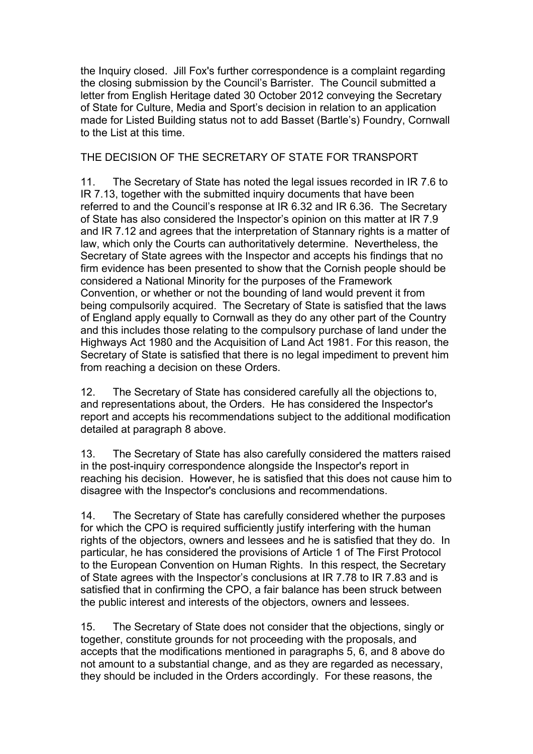the Inquiry closed. Jill Fox's further correspondence is a complaint regarding the closing submission by the Council's Barrister. The Council submitted a letter from English Heritage dated 30 October 2012 conveying the Secretary of State for Culture, Media and Sport's decision in relation to an application made for Listed Building status not to add Basset (Bartle's) Foundry, Cornwall to the List at this time.

## THE DECISION OF THE SECRETARY OF STATE FOR TRANSPORT

11. The Secretary of State has noted the legal issues recorded in IR 7.6 to IR 7.13, together with the submitted inquiry documents that have been referred to and the Council's response at IR 6.32 and IR 6.36. The Secretary of State has also considered the Inspector's opinion on this matter at IR 7.9 and IR 7.12 and agrees that the interpretation of Stannary rights is a matter of law, which only the Courts can authoritatively determine. Nevertheless, the Secretary of State agrees with the Inspector and accepts his findings that no firm evidence has been presented to show that the Cornish people should be considered a National Minority for the purposes of the Framework Convention, or whether or not the bounding of land would prevent it from being compulsorily acquired. The Secretary of State is satisfied that the laws of England apply equally to Cornwall as they do any other part of the Country and this includes those relating to the compulsory purchase of land under the Highways Act 1980 and the Acquisition of Land Act 1981. For this reason, the Secretary of State is satisfied that there is no legal impediment to prevent him from reaching a decision on these Orders.

12. The Secretary of State has considered carefully all the objections to, and representations about, the Orders. He has considered the Inspector's report and accepts his recommendations subject to the additional modification detailed at paragraph 8 above.

13. The Secretary of State has also carefully considered the matters raised in the post-inquiry correspondence alongside the Inspector's report in reaching his decision. However, he is satisfied that this does not cause him to disagree with the Inspector's conclusions and recommendations.

14. The Secretary of State has carefully considered whether the purposes for which the CPO is required sufficiently justify interfering with the human rights of the objectors, owners and lessees and he is satisfied that they do. In particular, he has considered the provisions of Article 1 of The First Protocol to the European Convention on Human Rights. In this respect, the Secretary of State agrees with the Inspector's conclusions at IR 7.78 to IR 7.83 and is satisfied that in confirming the CPO, a fair balance has been struck between the public interest and interests of the objectors, owners and lessees.

15. The Secretary of State does not consider that the objections, singly or together, constitute grounds for not proceeding with the proposals, and accepts that the modifications mentioned in paragraphs 5, 6, and 8 above do not amount to a substantial change, and as they are regarded as necessary, they should be included in the Orders accordingly. For these reasons, the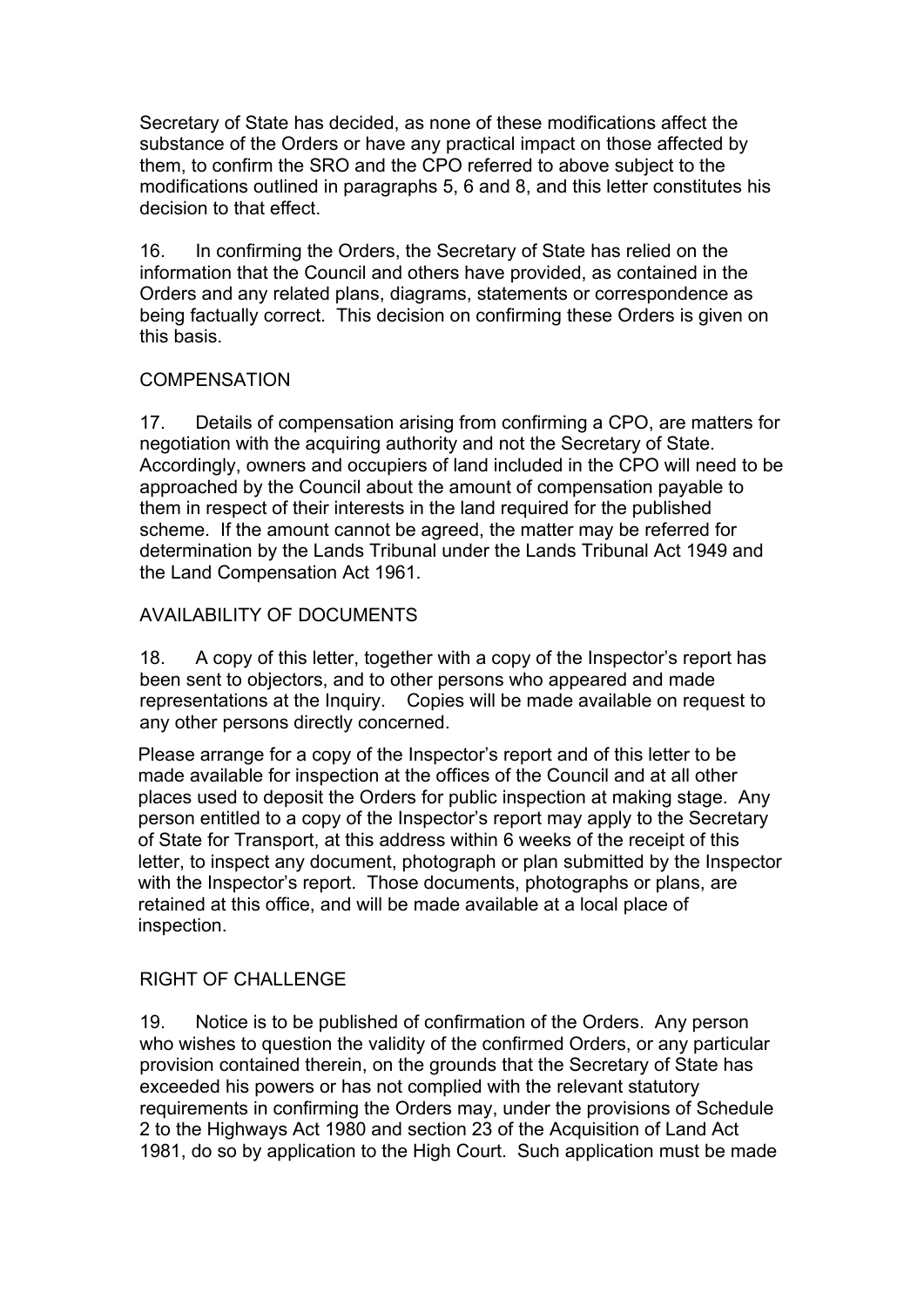Secretary of State has decided, as none of these modifications affect the substance of the Orders or have any practical impact on those affected by them, to confirm the SRO and the CPO referred to above subject to the modifications outlined in paragraphs 5, 6 and 8, and this letter constitutes his decision to that effect.

16. In confirming the Orders, the Secretary of State has relied on the information that the Council and others have provided, as contained in the Orders and any related plans, diagrams, statements or correspondence as being factually correct. This decision on confirming these Orders is given on this basis.

COMPENSATION

17. Details of compensation arising from confirming a CPO, are matters for negotiation with the acquiring authority and not the Secretary of State. Accordingly, owners and occupiers of land included in the CPO will need to be approached by the Council about the amount of compensation payable to them in respect of their interests in the land required for the published scheme. If the amount cannot be agreed, the matter may be referred for determination by the Lands Tribunal under the Lands Tribunal Act 1949 and the Land Compensation Act 1961.

AVAILABILITY OF DOCUMENTS

18. A copy of this letter, together with a copy of the Inspector's report has been sent to objectors, and to other persons who appeared and made representations at the Inquiry. Copies will be made available on request to any other persons directly concerned.

Please arrange for a copy of the Inspector's report and of this letter to be made available for inspection at the offices of the Council and at all other places used to deposit the Orders for public inspection at making stage. Any person entitled to a copy of the Inspector's report may apply to the Secretary of State for Transport, at this address within 6 weeks of the receipt of this letter, to inspect any document, photograph or plan submitted by the Inspector with the Inspector's report. Those documents, photographs or plans, are retained at this office, and will be made available at a local place of inspection.

RIGHT OF CHALLENGE

19. Notice is to be published of confirmation of the Orders. Any person who wishes to question the validity of the confirmed Orders, or any particular provision contained therein, on the grounds that the Secretary of State has exceeded his powers or has not complied with the relevant statutory requirements in confirming the Orders may, under the provisions of Schedule 2 to the Highways Act 1980 and section 23 of the Acquisition of Land Act 1981, do so by application to the High Court. Such application must be made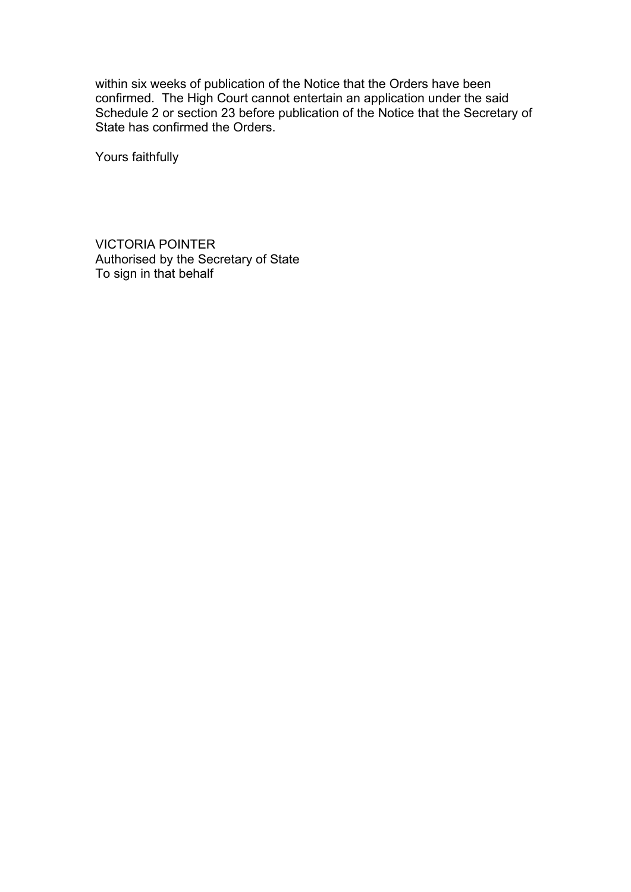within six weeks of publication of the Notice that the Orders have been confirmed. The High Court cannot entertain an application under the said Schedule 2 or section 23 before publication of the Notice that the Secretary of State has confirmed the Orders.

Yours faithfully

VICTORIA POINTER
Authorised by the Secretary of State
To sign in that behalf